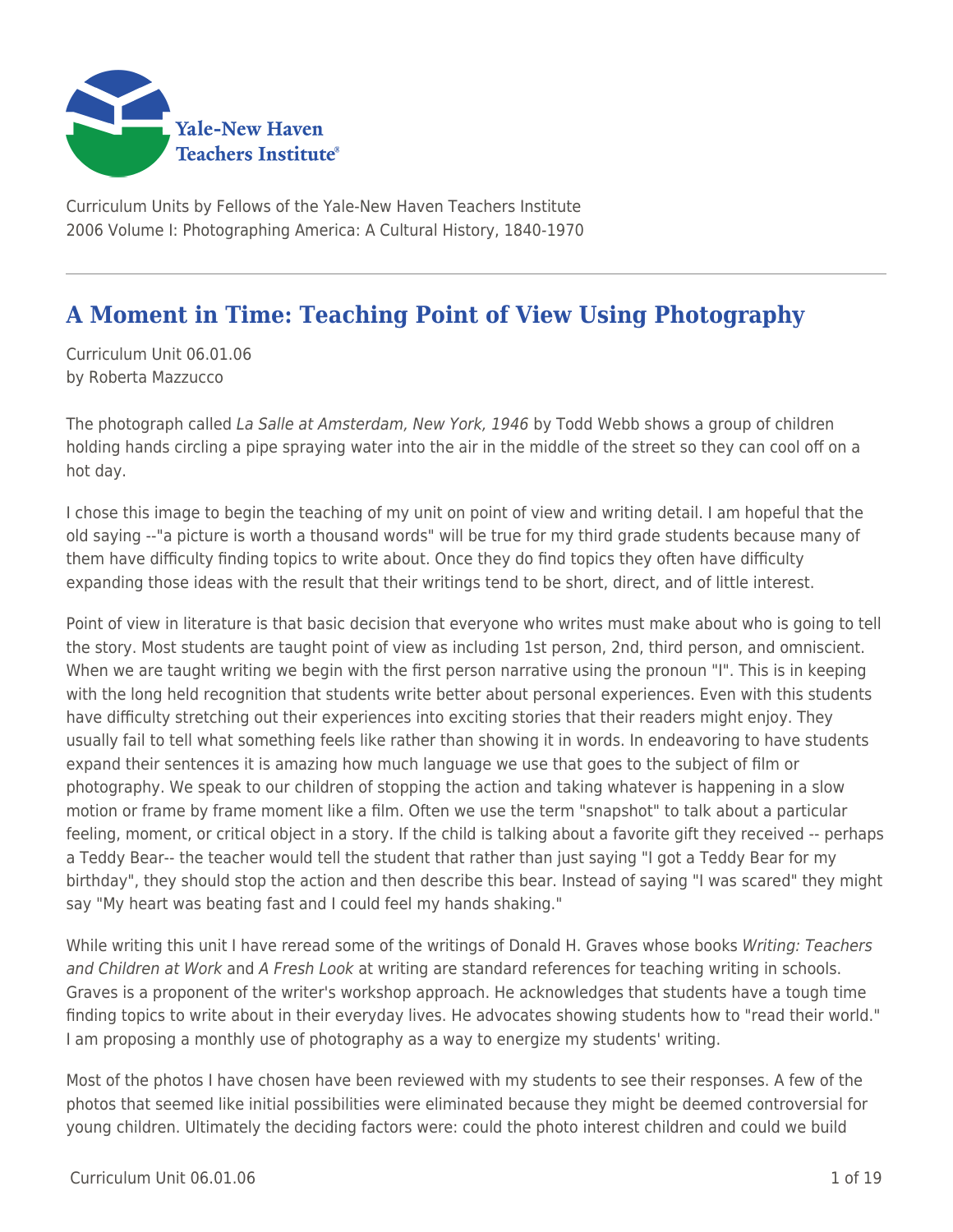Curriculum Units by Fellows of the Yale-New Haven Teachers Institute
2006 Volume I: Photographing America: A Cultural History, 1840-1970

# A Moment in Time: Teaching Point of View Using Photography

Curriculum Unit 06.01.06
by Roberta Mazzucco

The photograph called *La Salle at Amsterdam, New York, 1946* by Todd Webb shows a group of children holding hands circling a pipe spraying water into the air in the middle of the street so they can cool off on a hot day.

I chose this image to begin the teaching of my unit on point of view and writing detail. I am hopeful that the old saying --"a picture is worth a thousand words" will be true for my third grade students because many of them have difficulty finding topics to write about. Once they do find topics they often have difficulty expanding those ideas with the result that their writings tend to be short, direct, and of little interest.

Point of view in literature is that basic decision that everyone who writes must make about who is going to tell the story. Most students are taught point of view as including 1st person, 2nd, third person, and omniscient. When we are taught writing we begin with the first person narrative using the pronoun "I". This is in keeping with the long held recognition that students write better about personal experiences. Even with this students have difficulty stretching out their experiences into exciting stories that their readers might enjoy. They usually fail to tell what something feels like rather than showing it in words. In endeavoring to have students expand their sentences it is amazing how much language we use that goes to the subject of film or photography. We speak to our children of stopping the action and taking whatever is happening in a slow motion or frame by frame moment like a film. Often we use the term "snapshot" to talk about a particular feeling, moment, or critical object in a story. If the child is talking about a favorite gift they received -- perhaps a Teddy Bear-- the teacher would tell the student that rather than just saying "I got a Teddy Bear for my birthday", they should stop the action and then describe this bear. Instead of saying "I was scared" they might say "My heart was beating fast and I could feel my hands shaking."

While writing this unit I have reread some of the writings of Donald H. Graves whose books *Writing: Teachers and Children at Work* and *A Fresh Look* at writing are standard references for teaching writing in schools. Graves is a proponent of the writer's workshop approach. He acknowledges that students have a tough time finding topics to write about in their everyday lives. He advocates showing students how to "read their world." I am proposing a monthly use of photography as a way to energize my students' writing.

Most of the photos I have chosen have been reviewed with my students to see their responses. A few of the photos that seemed like initial possibilities were eliminated because they might be deemed controversial for young children. Ultimately the deciding factors were: could the photo interest children and could we build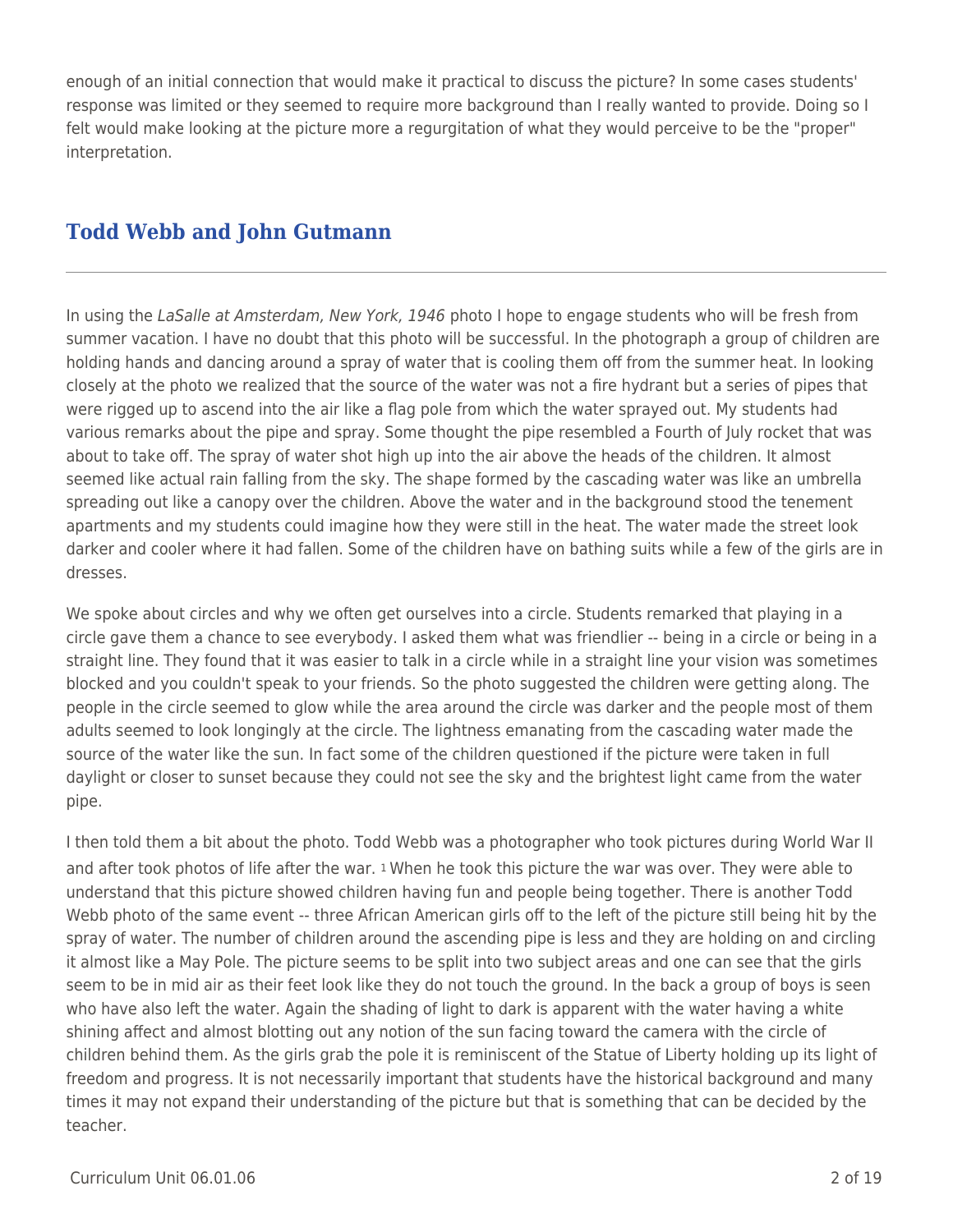enough of an initial connection that would make it practical to discuss the picture? In some cases students' response was limited or they seemed to require more background than I really wanted to provide. Doing so I felt would make looking at the picture more a regurgitation of what they would perceive to be the "proper" interpretation.

## Todd Webb and John Gutmann

In using the *LaSalle at Amsterdam, New York, 1946* photo I hope to engage students who will be fresh from summer vacation. I have no doubt that this photo will be successful. In the photograph a group of children are holding hands and dancing around a spray of water that is cooling them off from the summer heat. In looking closely at the photo we realized that the source of the water was not a fire hydrant but a series of pipes that were rigged up to ascend into the air like a flag pole from which the water sprayed out. My students had various remarks about the pipe and spray. Some thought the pipe resembled a Fourth of July rocket that was about to take off. The spray of water shot high up into the air above the heads of the children. It almost seemed like actual rain falling from the sky. The shape formed by the cascading water was like an umbrella spreading out like a canopy over the children. Above the water and in the background stood the tenement apartments and my students could imagine how they were still in the heat. The water made the street look darker and cooler where it had fallen. Some of the children have on bathing suits while a few of the girls are in dresses.

We spoke about circles and why we often get ourselves into a circle. Students remarked that playing in a circle gave them a chance to see everybody. I asked them what was friendlier -- being in a circle or being in a straight line. They found that it was easier to talk in a circle while in a straight line your vision was sometimes blocked and you couldn't speak to your friends. So the photo suggested the children were getting along. The people in the circle seemed to glow while the area around the circle was darker and the people most of them adults seemed to look longingly at the circle. The lightness emanating from the cascading water made the source of the water like the sun. In fact some of the children questioned if the picture were taken in full daylight or closer to sunset because they could not see the sky and the brightest light came from the water pipe.

I then told them a bit about the photo. Todd Webb was a photographer who took pictures during World War II and after took photos of life after the war. [1] When he took this picture the war was over. They were able to understand that this picture showed children having fun and people being together. There is another Todd Webb photo of the same event -- three African American girls off to the left of the picture still being hit by the spray of water. The number of children around the ascending pipe is less and they are holding on and circling it almost like a May Pole. The picture seems to be split into two subject areas and one can see that the girls seem to be in mid air as their feet look like they do not touch the ground. In the back a group of boys is seen who have also left the water. Again the shading of light to dark is apparent with the water having a white shining affect and almost blotting out any notion of the sun facing toward the camera with the circle of children behind them. As the girls grab the pole it is reminiscent of the Statue of Liberty holding up its light of freedom and progress. It is not necessarily important that students have the historical background and many times it may not expand their understanding of the picture but that is something that can be decided by the teacher.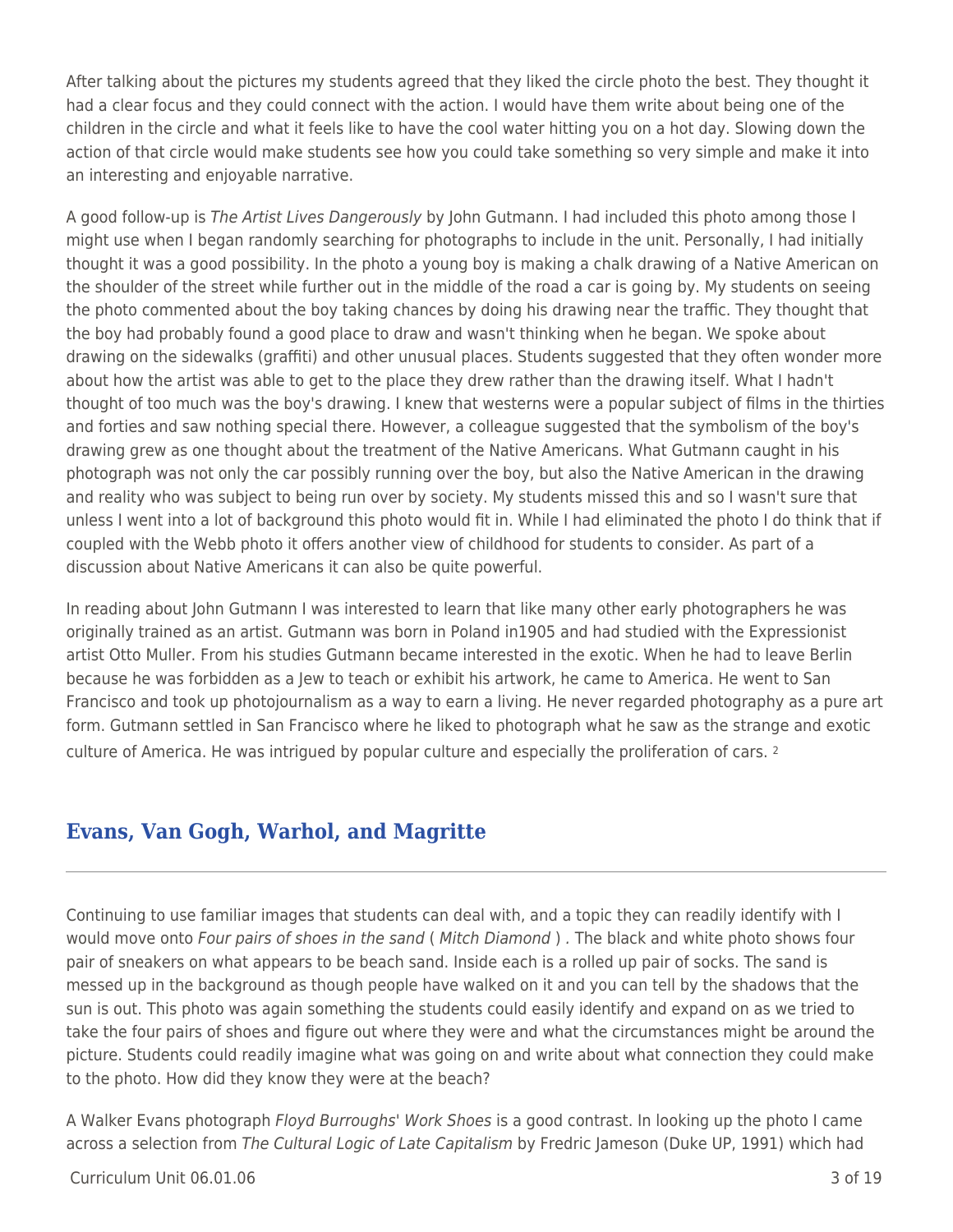After talking about the pictures my students agreed that they liked the circle photo the best. They thought it had a clear focus and they could connect with the action. I would have them write about being one of the children in the circle and what it feels like to have the cool water hitting you on a hot day. Slowing down the action of that circle would make students see how you could take something so very simple and make it into an interesting and enjoyable narrative.

A good follow-up is *The Artist Lives Dangerously* by John Gutmann. I had included this photo among those I might use when I began randomly searching for photographs to include in the unit. Personally, I had initially thought it was a good possibility. In the photo a young boy is making a chalk drawing of a Native American on the shoulder of the street while further out in the middle of the road a car is going by. My students on seeing the photo commented about the boy taking chances by doing his drawing near the traffic. They thought that the boy had probably found a good place to draw and wasn't thinking when he began. We spoke about drawing on the sidewalks (graffiti) and other unusual places. Students suggested that they often wonder more about how the artist was able to get to the place they drew rather than the drawing itself. What I hadn't thought of too much was the boy's drawing. I knew that westerns were a popular subject of films in the thirties and forties and saw nothing special there. However, a colleague suggested that the symbolism of the boy's drawing grew as one thought about the treatment of the Native Americans. What Gutmann caught in his photograph was not only the car possibly running over the boy, but also the Native American in the drawing and reality who was subject to being run over by society. My students missed this and so I wasn't sure that unless I went into a lot of background this photo would fit in. While I had eliminated the photo I do think that if coupled with the Webb photo it offers another view of childhood for students to consider. As part of a discussion about Native Americans it can also be quite powerful.

In reading about John Gutmann I was interested to learn that like many other early photographers he was originally trained as an artist. Gutmann was born in Poland in1905 and had studied with the Expressionist artist Otto Muller. From his studies Gutmann became interested in the exotic. When he had to leave Berlin because he was forbidden as a Jew to teach or exhibit his artwork, he came to America. He went to San Francisco and took up photojournalism as a way to earn a living. He never regarded photography as a pure art form. Gutmann settled in San Francisco where he liked to photograph what he saw as the strange and exotic culture of America. He was intrigued by popular culture and especially the proliferation of cars. [2]

## Evans, Van Gogh, Warhol, and Magritte

Continuing to use familiar images that students can deal with, and a topic they can readily identify with I would move onto *Four pairs of shoes in the sand* ( *Mitch Diamond* ) . The black and white photo shows four pair of sneakers on what appears to be beach sand. Inside each is a rolled up pair of socks. The sand is messed up in the background as though people have walked on it and you can tell by the shadows that the sun is out. This photo was again something the students could easily identify and expand on as we tried to take the four pairs of shoes and figure out where they were and what the circumstances might be around the picture. Students could readily imagine what was going on and write about what connection they could make to the photo. How did they know they were at the beach?

A Walker Evans photograph *Floyd Burroughs' Work Shoes* is a good contrast. In looking up the photo I came across a selection from *The Cultural Logic of Late Capitalism* by Fredric Jameson (Duke UP, 1991) which had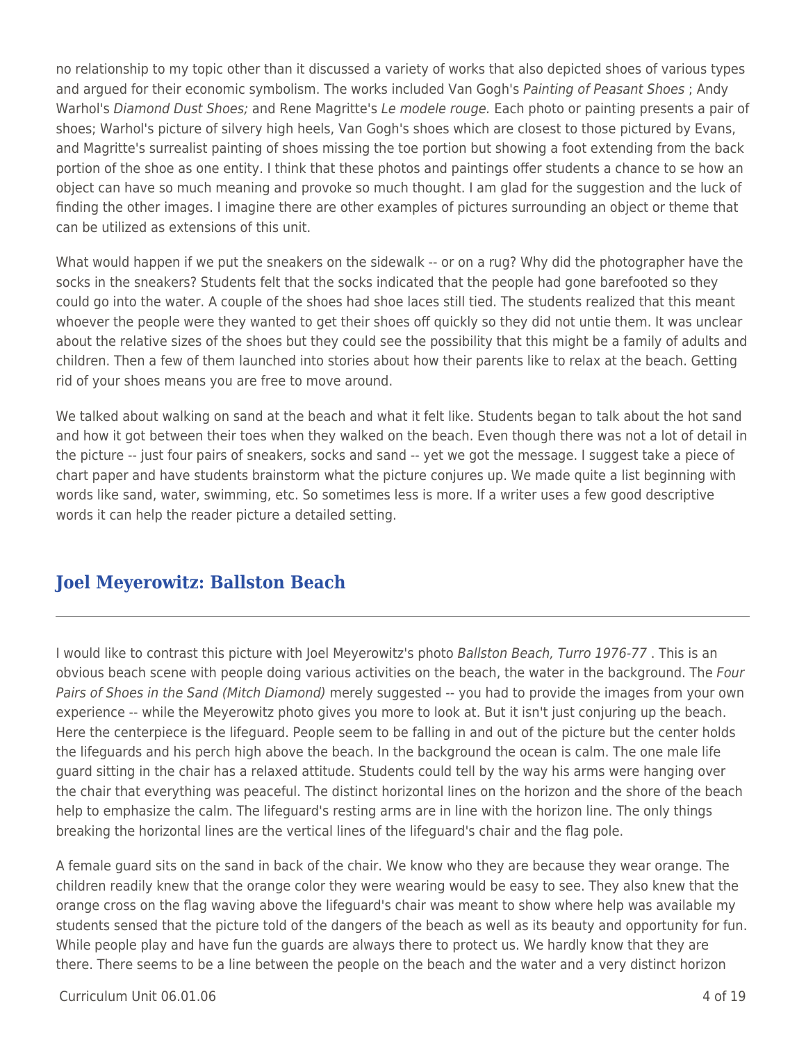no relationship to my topic other than it discussed a variety of works that also depicted shoes of various types and argued for their economic symbolism. The works included Van Gogh's *Painting of Peasant Shoes* ; Andy Warhol's *Diamond Dust Shoes;* and Rene Magritte's *Le modele rouge.* Each photo or painting presents a pair of shoes; Warhol's picture of silvery high heels, Van Gogh's shoes which are closest to those pictured by Evans, and Magritte's surrealist painting of shoes missing the toe portion but showing a foot extending from the back portion of the shoe as one entity. I think that these photos and paintings offer students a chance to se how an object can have so much meaning and provoke so much thought. I am glad for the suggestion and the luck of finding the other images. I imagine there are other examples of pictures surrounding an object or theme that can be utilized as extensions of this unit.

What would happen if we put the sneakers on the sidewalk -- or on a rug? Why did the photographer have the socks in the sneakers? Students felt that the socks indicated that the people had gone barefooted so they could go into the water. A couple of the shoes had shoe laces still tied. The students realized that this meant whoever the people were they wanted to get their shoes off quickly so they did not untie them. It was unclear about the relative sizes of the shoes but they could see the possibility that this might be a family of adults and children. Then a few of them launched into stories about how their parents like to relax at the beach. Getting rid of your shoes means you are free to move around.

We talked about walking on sand at the beach and what it felt like. Students began to talk about the hot sand and how it got between their toes when they walked on the beach. Even though there was not a lot of detail in the picture -- just four pairs of sneakers, socks and sand -- yet we got the message. I suggest take a piece of chart paper and have students brainstorm what the picture conjures up. We made quite a list beginning with words like sand, water, swimming, etc. So sometimes less is more. If a writer uses a few good descriptive words it can help the reader picture a detailed setting.

## Joel Meyerowitz: Ballston Beach

I would like to contrast this picture with Joel Meyerowitz's photo *Ballston Beach, Turro 1976-77* . This is an obvious beach scene with people doing various activities on the beach, the water in the background. The *Four Pairs of Shoes in the Sand (Mitch Diamond)* merely suggested -- you had to provide the images from your own experience -- while the Meyerowitz photo gives you more to look at. But it isn't just conjuring up the beach. Here the centerpiece is the lifeguard. People seem to be falling in and out of the picture but the center holds the lifeguards and his perch high above the beach. In the background the ocean is calm. The one male life guard sitting in the chair has a relaxed attitude. Students could tell by the way his arms were hanging over the chair that everything was peaceful. The distinct horizontal lines on the horizon and the shore of the beach help to emphasize the calm. The lifeguard's resting arms are in line with the horizon line. The only things breaking the horizontal lines are the vertical lines of the lifeguard's chair and the flag pole.

A female guard sits on the sand in back of the chair. We know who they are because they wear orange. The children readily knew that the orange color they were wearing would be easy to see. They also knew that the orange cross on the flag waving above the lifeguard's chair was meant to show where help was available my students sensed that the picture told of the dangers of the beach as well as its beauty and opportunity for fun. While people play and have fun the guards are always there to protect us. We hardly know that they are there. There seems to be a line between the people on the beach and the water and a very distinct horizon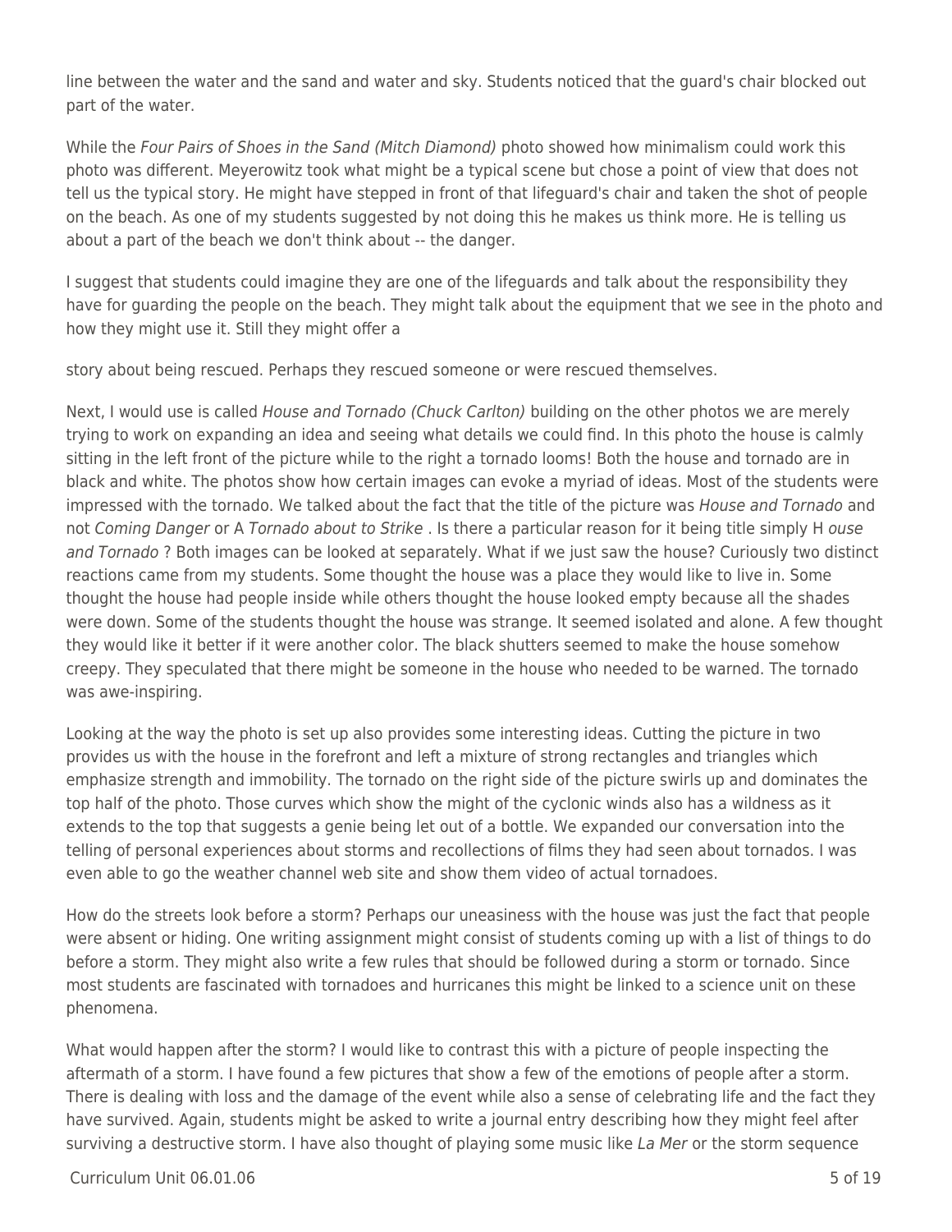line between the water and the sand and water and sky. Students noticed that the guard's chair blocked out part of the water.

While the *Four Pairs of Shoes in the Sand (Mitch Diamond)* photo showed how minimalism could work this photo was different. Meyerowitz took what might be a typical scene but chose a point of view that does not tell us the typical story. He might have stepped in front of that lifeguard's chair and taken the shot of people on the beach. As one of my students suggested by not doing this he makes us think more. He is telling us about a part of the beach we don't think about -- the danger.

I suggest that students could imagine they are one of the lifeguards and talk about the responsibility they have for guarding the people on the beach. They might talk about the equipment that we see in the photo and how they might use it. Still they might offer a

story about being rescued. Perhaps they rescued someone or were rescued themselves.

Next, I would use is called *House and Tornado (Chuck Carlton)* building on the other photos we are merely trying to work on expanding an idea and seeing what details we could find. In this photo the house is calmly sitting in the left front of the picture while to the right a tornado looms! Both the house and tornado are in black and white. The photos show how certain images can evoke a myriad of ideas. Most of the students were impressed with the tornado. We talked about the fact that the title of the picture was *House and Tornado* and not *Coming Danger* or A *Tornado about to Strike* . Is there a particular reason for it being title simply H *ouse and Tornado* ? Both images can be looked at separately. What if we just saw the house? Curiously two distinct reactions came from my students. Some thought the house was a place they would like to live in. Some thought the house had people inside while others thought the house looked empty because all the shades were down. Some of the students thought the house was strange. It seemed isolated and alone. A few thought they would like it better if it were another color. The black shutters seemed to make the house somehow creepy. They speculated that there might be someone in the house who needed to be warned. The tornado was awe-inspiring.

Looking at the way the photo is set up also provides some interesting ideas. Cutting the picture in two provides us with the house in the forefront and left a mixture of strong rectangles and triangles which emphasize strength and immobility. The tornado on the right side of the picture swirls up and dominates the top half of the photo. Those curves which show the might of the cyclonic winds also has a wildness as it extends to the top that suggests a genie being let out of a bottle. We expanded our conversation into the telling of personal experiences about storms and recollections of films they had seen about tornados. I was even able to go the weather channel web site and show them video of actual tornadoes.

How do the streets look before a storm? Perhaps our uneasiness with the house was just the fact that people were absent or hiding. One writing assignment might consist of students coming up with a list of things to do before a storm. They might also write a few rules that should be followed during a storm or tornado. Since most students are fascinated with tornadoes and hurricanes this might be linked to a science unit on these phenomena.

What would happen after the storm? I would like to contrast this with a picture of people inspecting the aftermath of a storm. I have found a few pictures that show a few of the emotions of people after a storm. There is dealing with loss and the damage of the event while also a sense of celebrating life and the fact they have survived. Again, students might be asked to write a journal entry describing how they might feel after surviving a destructive storm. I have also thought of playing some music like *La Mer* or the storm sequence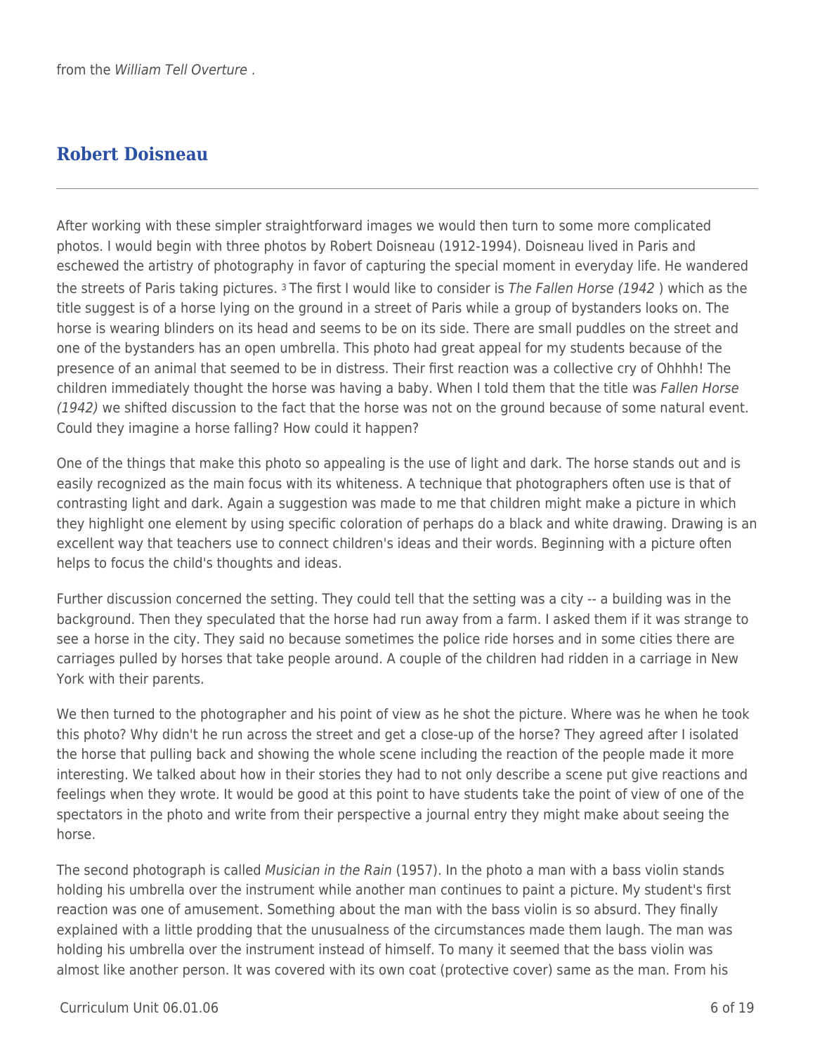from the *William Tell Overture* .

## Robert Doisneau

After working with these simpler straightforward images we would then turn to some more complicated photos. I would begin with three photos by Robert Doisneau (1912-1994). Doisneau lived in Paris and eschewed the artistry of photography in favor of capturing the special moment in everyday life. He wandered the streets of Paris taking pictures. [3] The first I would like to consider is *The Fallen Horse (1942* ) which as the title suggest is of a horse lying on the ground in a street of Paris while a group of bystanders looks on. The horse is wearing blinders on its head and seems to be on its side. There are small puddles on the street and one of the bystanders has an open umbrella. This photo had great appeal for my students because of the presence of an animal that seemed to be in distress. Their first reaction was a collective cry of Ohhhh! The children immediately thought the horse was having a baby. When I told them that the title was *Fallen Horse (1942)* we shifted discussion to the fact that the horse was not on the ground because of some natural event. Could they imagine a horse falling? How could it happen?

One of the things that make this photo so appealing is the use of light and dark. The horse stands out and is easily recognized as the main focus with its whiteness. A technique that photographers often use is that of contrasting light and dark. Again a suggestion was made to me that children might make a picture in which they highlight one element by using specific coloration of perhaps do a black and white drawing. Drawing is an excellent way that teachers use to connect children's ideas and their words. Beginning with a picture often helps to focus the child's thoughts and ideas.

Further discussion concerned the setting. They could tell that the setting was a city -- a building was in the background. Then they speculated that the horse had run away from a farm. I asked them if it was strange to see a horse in the city. They said no because sometimes the police ride horses and in some cities there are carriages pulled by horses that take people around. A couple of the children had ridden in a carriage in New York with their parents.

We then turned to the photographer and his point of view as he shot the picture. Where was he when he took this photo? Why didn't he run across the street and get a close-up of the horse? They agreed after I isolated the horse that pulling back and showing the whole scene including the reaction of the people made it more interesting. We talked about how in their stories they had to not only describe a scene put give reactions and feelings when they wrote. It would be good at this point to have students take the point of view of one of the spectators in the photo and write from their perspective a journal entry they might make about seeing the horse.

The second photograph is called *Musician in the Rain* (1957). In the photo a man with a bass violin stands holding his umbrella over the instrument while another man continues to paint a picture. My student's first reaction was one of amusement. Something about the man with the bass violin is so absurd. They finally explained with a little prodding that the unusualness of the circumstances made them laugh. The man was holding his umbrella over the instrument instead of himself. To many it seemed that the bass violin was almost like another person. It was covered with its own coat (protective cover) same as the man. From his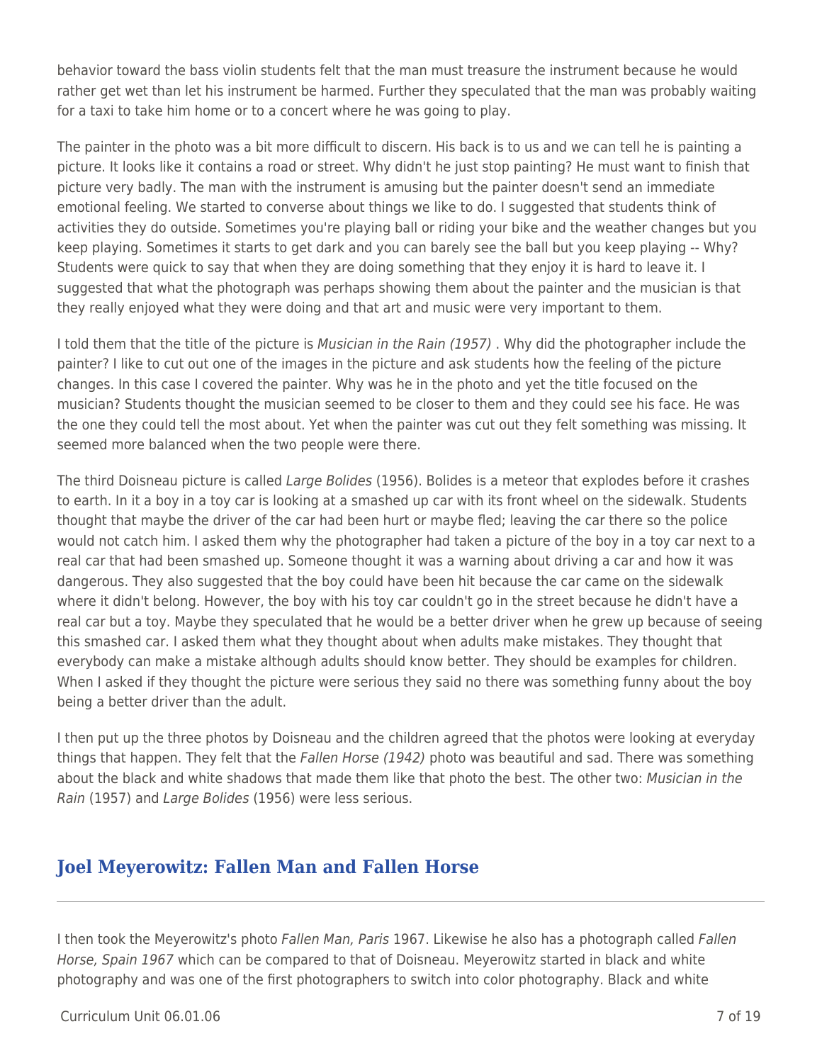behavior toward the bass violin students felt that the man must treasure the instrument because he would rather get wet than let his instrument be harmed. Further they speculated that the man was probably waiting for a taxi to take him home or to a concert where he was going to play.

The painter in the photo was a bit more difficult to discern. His back is to us and we can tell he is painting a picture. It looks like it contains a road or street. Why didn't he just stop painting? He must want to finish that picture very badly. The man with the instrument is amusing but the painter doesn't send an immediate emotional feeling. We started to converse about things we like to do. I suggested that students think of activities they do outside. Sometimes you're playing ball or riding your bike and the weather changes but you keep playing. Sometimes it starts to get dark and you can barely see the ball but you keep playing -- Why? Students were quick to say that when they are doing something that they enjoy it is hard to leave it. I suggested that what the photograph was perhaps showing them about the painter and the musician is that they really enjoyed what they were doing and that art and music were very important to them.

I told them that the title of the picture is *Musician in the Rain (1957)* . Why did the photographer include the painter? I like to cut out one of the images in the picture and ask students how the feeling of the picture changes. In this case I covered the painter. Why was he in the photo and yet the title focused on the musician? Students thought the musician seemed to be closer to them and they could see his face. He was the one they could tell the most about. Yet when the painter was cut out they felt something was missing. It seemed more balanced when the two people were there.

The third Doisneau picture is called *Large Bolides* (1956). Bolides is a meteor that explodes before it crashes to earth. In it a boy in a toy car is looking at a smashed up car with its front wheel on the sidewalk. Students thought that maybe the driver of the car had been hurt or maybe fled; leaving the car there so the police would not catch him. I asked them why the photographer had taken a picture of the boy in a toy car next to a real car that had been smashed up. Someone thought it was a warning about driving a car and how it was dangerous. They also suggested that the boy could have been hit because the car came on the sidewalk where it didn't belong. However, the boy with his toy car couldn't go in the street because he didn't have a real car but a toy. Maybe they speculated that he would be a better driver when he grew up because of seeing this smashed car. I asked them what they thought about when adults make mistakes. They thought that everybody can make a mistake although adults should know better. They should be examples for children. When I asked if they thought the picture were serious they said no there was something funny about the boy being a better driver than the adult.

I then put up the three photos by Doisneau and the children agreed that the photos were looking at everyday things that happen. They felt that the *Fallen Horse (1942)* photo was beautiful and sad. There was something about the black and white shadows that made them like that photo the best. The other two: *Musician in the Rain* (1957) and *Large Bolides* (1956) were less serious.

## Joel Meyerowitz: Fallen Man and Fallen Horse

I then took the Meyerowitz's photo *Fallen Man, Paris* 1967. Likewise he also has a photograph called *Fallen Horse, Spain 1967* which can be compared to that of Doisneau. Meyerowitz started in black and white photography and was one of the first photographers to switch into color photography. Black and white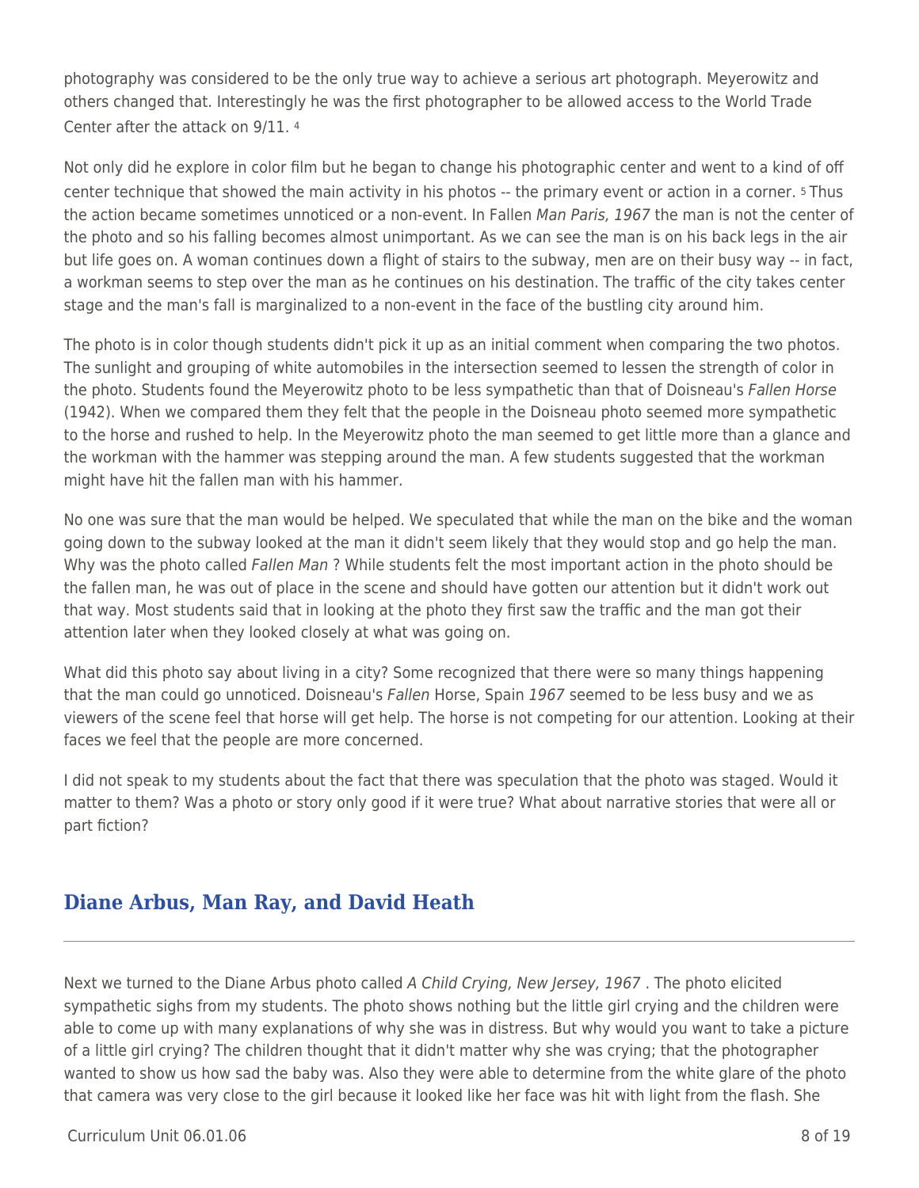photography was considered to be the only true way to achieve a serious art photograph. Meyerowitz and others changed that. Interestingly he was the first photographer to be allowed access to the World Trade Center after the attack on 9/11. [4]

Not only did he explore in color film but he began to change his photographic center and went to a kind of off center technique that showed the main activity in his photos -- the primary event or action in a corner. [5] Thus the action became sometimes unnoticed or a non-event. In Fallen *Man Paris, 1967* the man is not the center of the photo and so his falling becomes almost unimportant. As we can see the man is on his back legs in the air but life goes on. A woman continues down a flight of stairs to the subway, men are on their busy way -- in fact, a workman seems to step over the man as he continues on his destination. The traffic of the city takes center stage and the man's fall is marginalized to a non-event in the face of the bustling city around him.

The photo is in color though students didn't pick it up as an initial comment when comparing the two photos. The sunlight and grouping of white automobiles in the intersection seemed to lessen the strength of color in the photo. Students found the Meyerowitz photo to be less sympathetic than that of Doisneau's *Fallen Horse* (1942). When we compared them they felt that the people in the Doisneau photo seemed more sympathetic to the horse and rushed to help. In the Meyerowitz photo the man seemed to get little more than a glance and the workman with the hammer was stepping around the man. A few students suggested that the workman might have hit the fallen man with his hammer.

No one was sure that the man would be helped. We speculated that while the man on the bike and the woman going down to the subway looked at the man it didn't seem likely that they would stop and go help the man. Why was the photo called *Fallen Man* ? While students felt the most important action in the photo should be the fallen man, he was out of place in the scene and should have gotten our attention but it didn't work out that way. Most students said that in looking at the photo they first saw the traffic and the man got their attention later when they looked closely at what was going on.

What did this photo say about living in a city? Some recognized that there were so many things happening that the man could go unnoticed. Doisneau's *Fallen* Horse, Spain *1967* seemed to be less busy and we as viewers of the scene feel that horse will get help. The horse is not competing for our attention. Looking at their faces we feel that the people are more concerned.

I did not speak to my students about the fact that there was speculation that the photo was staged. Would it matter to them? Was a photo or story only good if it were true? What about narrative stories that were all or part fiction?

## Diane Arbus, Man Ray, and David Heath

Next we turned to the Diane Arbus photo called *A Child Crying, New Jersey, 1967* . The photo elicited sympathetic sighs from my students. The photo shows nothing but the little girl crying and the children were able to come up with many explanations of why she was in distress. But why would you want to take a picture of a little girl crying? The children thought that it didn't matter why she was crying; that the photographer wanted to show us how sad the baby was. Also they were able to determine from the white glare of the photo that camera was very close to the girl because it looked like her face was hit with light from the flash. She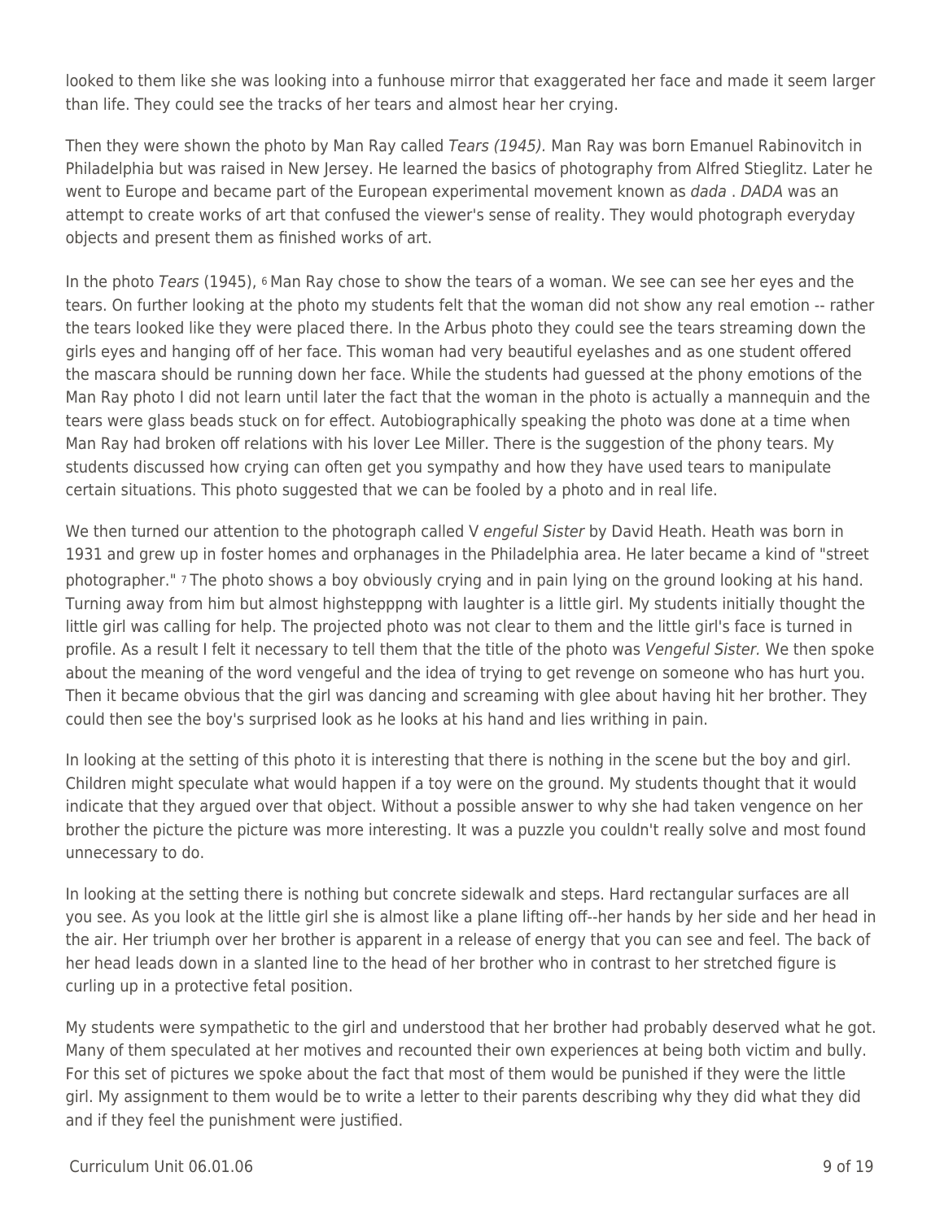looked to them like she was looking into a funhouse mirror that exaggerated her face and made it seem larger than life. They could see the tracks of her tears and almost hear her crying.

Then they were shown the photo by Man Ray called *Tears (1945).* Man Ray was born Emanuel Rabinovitch in Philadelphia but was raised in New Jersey. He learned the basics of photography from Alfred Stieglitz. Later he went to Europe and became part of the European experimental movement known as *dada* . *DADA* was an attempt to create works of art that confused the viewer's sense of reality. They would photograph everyday objects and present them as finished works of art.

In the photo *Tears* (1945), [6] Man Ray chose to show the tears of a woman. We see can see her eyes and the tears. On further looking at the photo my students felt that the woman did not show any real emotion -- rather the tears looked like they were placed there. In the Arbus photo they could see the tears streaming down the girls eyes and hanging off of her face. This woman had very beautiful eyelashes and as one student offered the mascara should be running down her face. While the students had guessed at the phony emotions of the Man Ray photo I did not learn until later the fact that the woman in the photo is actually a mannequin and the tears were glass beads stuck on for effect. Autobiographically speaking the photo was done at a time when Man Ray had broken off relations with his lover Lee Miller. There is the suggestion of the phony tears. My students discussed how crying can often get you sympathy and how they have used tears to manipulate certain situations. This photo suggested that we can be fooled by a photo and in real life.

We then turned our attention to the photograph called V *engeful Sister* by David Heath. Heath was born in 1931 and grew up in foster homes and orphanages in the Philadelphia area. He later became a kind of "street photographer." [7] The photo shows a boy obviously crying and in pain lying on the ground looking at his hand. Turning away from him but almost highstepppng with laughter is a little girl. My students initially thought the little girl was calling for help. The projected photo was not clear to them and the little girl's face is turned in profile. As a result I felt it necessary to tell them that the title of the photo was *Vengeful Sister.* We then spoke about the meaning of the word vengeful and the idea of trying to get revenge on someone who has hurt you. Then it became obvious that the girl was dancing and screaming with glee about having hit her brother. They could then see the boy's surprised look as he looks at his hand and lies writhing in pain.

In looking at the setting of this photo it is interesting that there is nothing in the scene but the boy and girl. Children might speculate what would happen if a toy were on the ground. My students thought that it would indicate that they argued over that object. Without a possible answer to why she had taken vengence on her brother the picture the picture was more interesting. It was a puzzle you couldn't really solve and most found unnecessary to do.

In looking at the setting there is nothing but concrete sidewalk and steps. Hard rectangular surfaces are all you see. As you look at the little girl she is almost like a plane lifting off--her hands by her side and her head in the air. Her triumph over her brother is apparent in a release of energy that you can see and feel. The back of her head leads down in a slanted line to the head of her brother who in contrast to her stretched figure is curling up in a protective fetal position.

My students were sympathetic to the girl and understood that her brother had probably deserved what he got. Many of them speculated at her motives and recounted their own experiences at being both victim and bully. For this set of pictures we spoke about the fact that most of them would be punished if they were the little girl. My assignment to them would be to write a letter to their parents describing why they did what they did and if they feel the punishment were justified.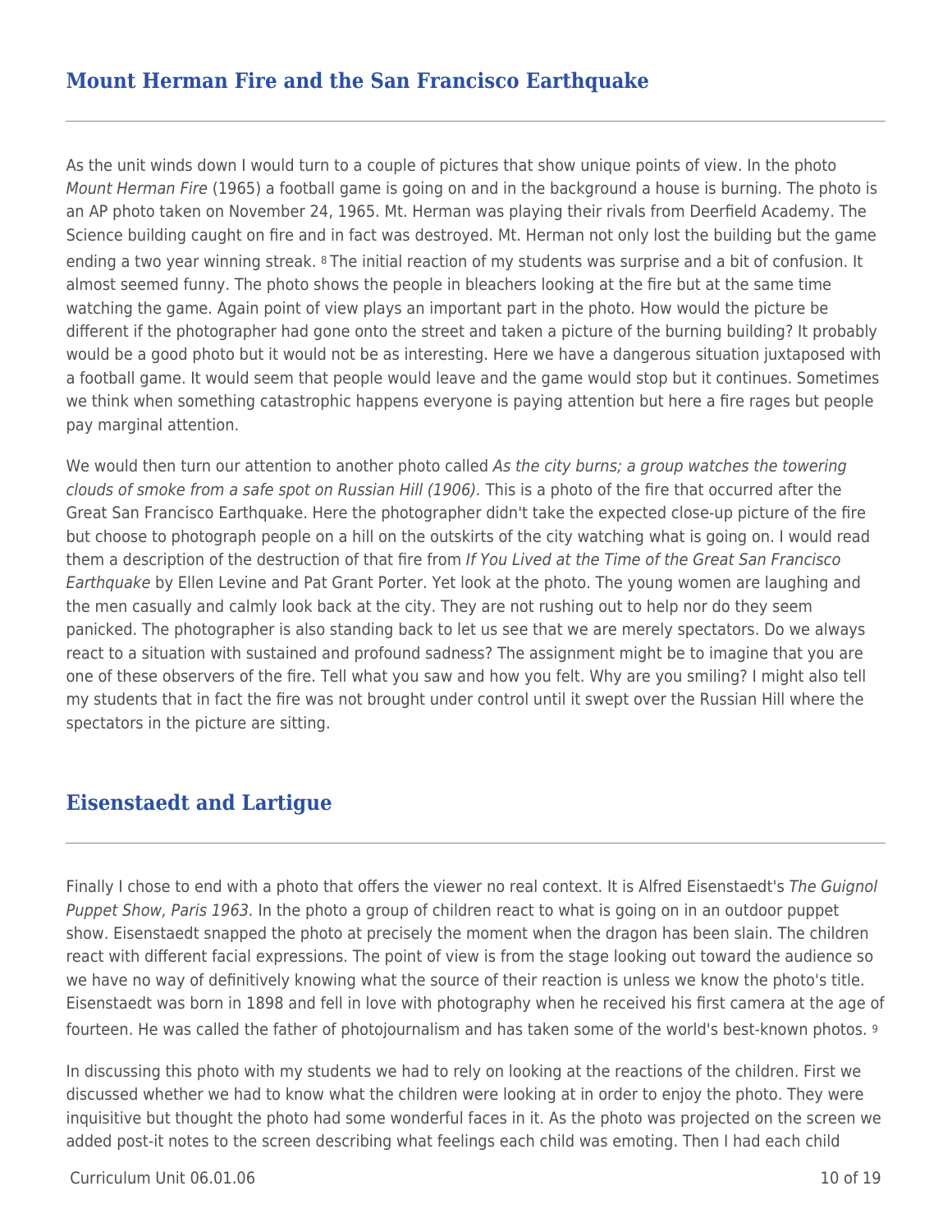## Mount Herman Fire and the San Francisco Earthquake

As the unit winds down I would turn to a couple of pictures that show unique points of view. In the photo *Mount Herman Fire* (1965) a football game is going on and in the background a house is burning. The photo is an AP photo taken on November 24, 1965. Mt. Herman was playing their rivals from Deerfield Academy. The Science building caught on fire and in fact was destroyed. Mt. Herman not only lost the building but the game ending a two year winning streak. [8] The initial reaction of my students was surprise and a bit of confusion. It almost seemed funny. The photo shows the people in bleachers looking at the fire but at the same time watching the game. Again point of view plays an important part in the photo. How would the picture be different if the photographer had gone onto the street and taken a picture of the burning building? It probably would be a good photo but it would not be as interesting. Here we have a dangerous situation juxtaposed with a football game. It would seem that people would leave and the game would stop but it continues. Sometimes we think when something catastrophic happens everyone is paying attention but here a fire rages but people pay marginal attention.

We would then turn our attention to another photo called *As the city burns; a group watches the towering clouds of smoke from a safe spot on Russian Hill (1906).* This is a photo of the fire that occurred after the Great San Francisco Earthquake. Here the photographer didn't take the expected close-up picture of the fire but choose to photograph people on a hill on the outskirts of the city watching what is going on. I would read them a description of the destruction of that fire from *If You Lived at the Time of the Great San Francisco Earthquake* by Ellen Levine and Pat Grant Porter. Yet look at the photo. The young women are laughing and the men casually and calmly look back at the city. They are not rushing out to help nor do they seem panicked. The photographer is also standing back to let us see that we are merely spectators. Do we always react to a situation with sustained and profound sadness? The assignment might be to imagine that you are one of these observers of the fire. Tell what you saw and how you felt. Why are you smiling? I might also tell my students that in fact the fire was not brought under control until it swept over the Russian Hill where the spectators in the picture are sitting.

## Eisenstaedt and Lartigue

Finally I chose to end with a photo that offers the viewer no real context. It is Alfred Eisenstaedt's *The Guignol Puppet Show, Paris 1963.* In the photo a group of children react to what is going on in an outdoor puppet show. Eisenstaedt snapped the photo at precisely the moment when the dragon has been slain. The children react with different facial expressions. The point of view is from the stage looking out toward the audience so we have no way of definitively knowing what the source of their reaction is unless we know the photo's title. Eisenstaedt was born in 1898 and fell in love with photography when he received his first camera at the age of fourteen. He was called the father of photojournalism and has taken some of the world's best-known photos. [9]

In discussing this photo with my students we had to rely on looking at the reactions of the children. First we discussed whether we had to know what the children were looking at in order to enjoy the photo. They were inquisitive but thought the photo had some wonderful faces in it. As the photo was projected on the screen we added post-it notes to the screen describing what feelings each child was emoting. Then I had each child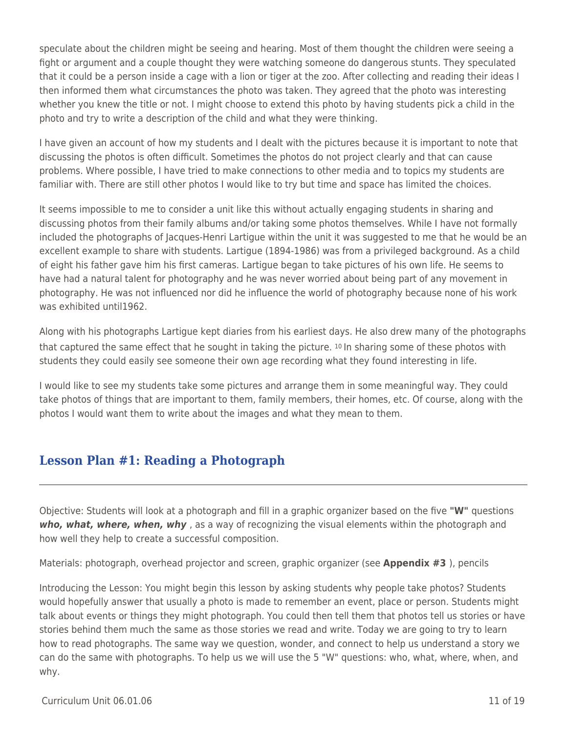speculate about the children might be seeing and hearing. Most of them thought the children were seeing a fight or argument and a couple thought they were watching someone do dangerous stunts. They speculated that it could be a person inside a cage with a lion or tiger at the zoo. After collecting and reading their ideas I then informed them what circumstances the photo was taken. They agreed that the photo was interesting whether you knew the title or not. I might choose to extend this photo by having students pick a child in the photo and try to write a description of the child and what they were thinking.

I have given an account of how my students and I dealt with the pictures because it is important to note that discussing the photos is often difficult. Sometimes the photos do not project clearly and that can cause problems. Where possible, I have tried to make connections to other media and to topics my students are familiar with. There are still other photos I would like to try but time and space has limited the choices.

It seems impossible to me to consider a unit like this without actually engaging students in sharing and discussing photos from their family albums and/or taking some photos themselves. While I have not formally included the photographs of Jacques-Henri Lartigue within the unit it was suggested to me that he would be an excellent example to share with students. Lartigue (1894-1986) was from a privileged background. As a child of eight his father gave him his first cameras. Lartigue began to take pictures of his own life. He seems to have had a natural talent for photography and he was never worried about being part of any movement in photography. He was not influenced nor did he influence the world of photography because none of his work was exhibited until1962.

Along with his photographs Lartigue kept diaries from his earliest days. He also drew many of the photographs that captured the same effect that he sought in taking the picture. [10] In sharing some of these photos with students they could easily see someone their own age recording what they found interesting in life.

I would like to see my students take some pictures and arrange them in some meaningful way. They could take photos of things that are important to them, family members, their homes, etc. Of course, along with the photos I would want them to write about the images and what they mean to them.

## Lesson Plan #1: Reading a Photograph

Objective: Students will look at a photograph and fill in a graphic organizer based on the five **"W"** questions ***who, what, where, when, why*** , as a way of recognizing the visual elements within the photograph and how well they help to create a successful composition.

Materials: photograph, overhead projector and screen, graphic organizer (see **Appendix #3** ), pencils

Introducing the Lesson: You might begin this lesson by asking students why people take photos? Students would hopefully answer that usually a photo is made to remember an event, place or person. Students might talk about events or things they might photograph. You could then tell them that photos tell us stories or have stories behind them much the same as those stories we read and write. Today we are going to try to learn how to read photographs. The same way we question, wonder, and connect to help us understand a story we can do the same with photographs. To help us we will use the 5 "W" questions: who, what, where, when, and why.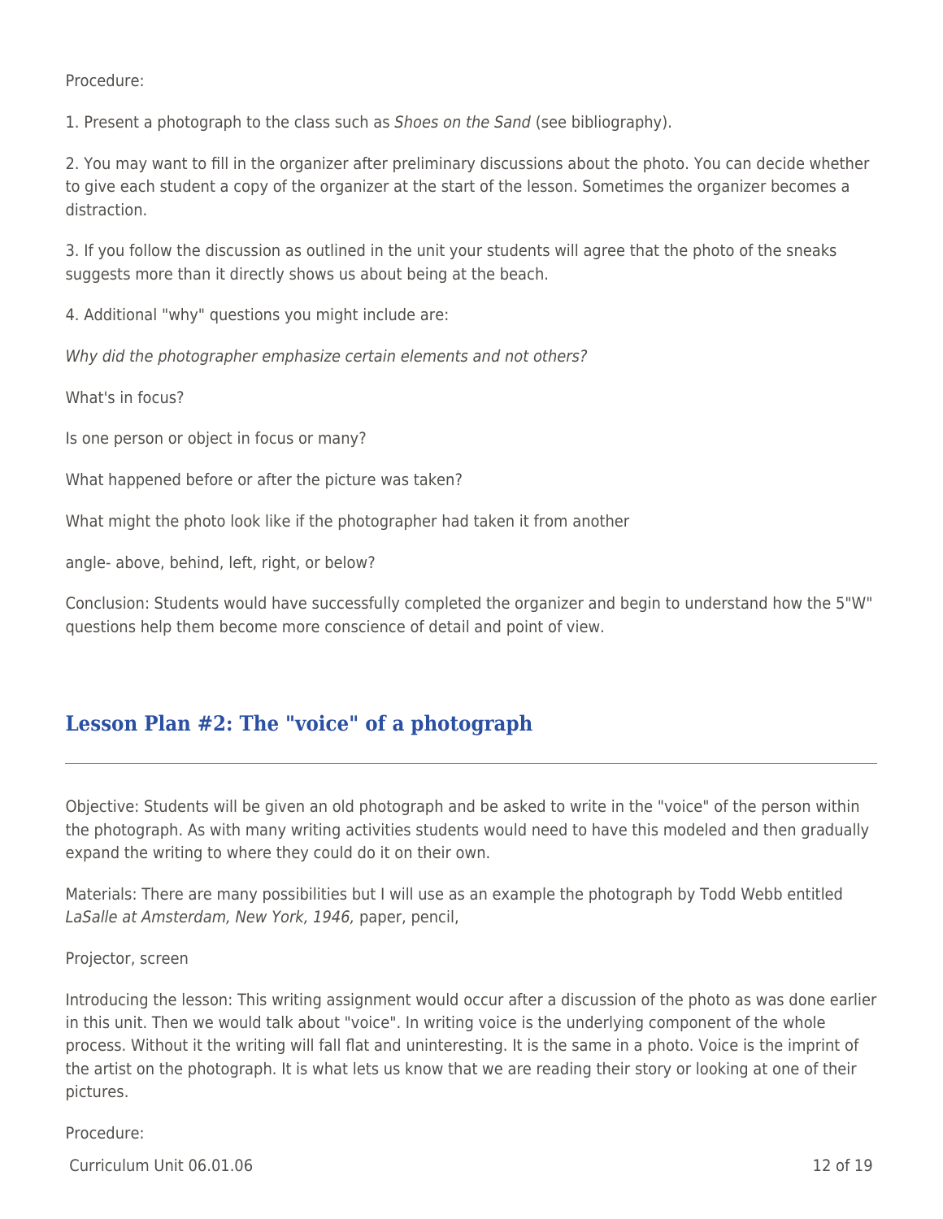Procedure:

1. Present a photograph to the class such as *Shoes on the Sand* (see bibliography).

2. You may want to fill in the organizer after preliminary discussions about the photo. You can decide whether to give each student a copy of the organizer at the start of the lesson. Sometimes the organizer becomes a distraction.

3. If you follow the discussion as outlined in the unit your students will agree that the photo of the sneaks suggests more than it directly shows us about being at the beach.

4. Additional "why" questions you might include are:

*Why did the photographer emphasize certain elements and not others?*

What's in focus?

Is one person or object in focus or many?

What happened before or after the picture was taken?

What might the photo look like if the photographer had taken it from another

angle- above, behind, left, right, or below?

Conclusion: Students would have successfully completed the organizer and begin to understand how the 5"W" questions help them become more conscience of detail and point of view.

## Lesson Plan #2: The "voice" of a photograph

Objective: Students will be given an old photograph and be asked to write in the "voice" of the person within the photograph. As with many writing activities students would need to have this modeled and then gradually expand the writing to where they could do it on their own.

Materials: There are many possibilities but I will use as an example the photograph by Todd Webb entitled *LaSalle at Amsterdam, New York, 1946,* paper, pencil,

Projector, screen

Introducing the lesson: This writing assignment would occur after a discussion of the photo as was done earlier in this unit. Then we would talk about "voice". In writing voice is the underlying component of the whole process. Without it the writing will fall flat and uninteresting. It is the same in a photo. Voice is the imprint of the artist on the photograph. It is what lets us know that we are reading their story or looking at one of their pictures.

Procedure: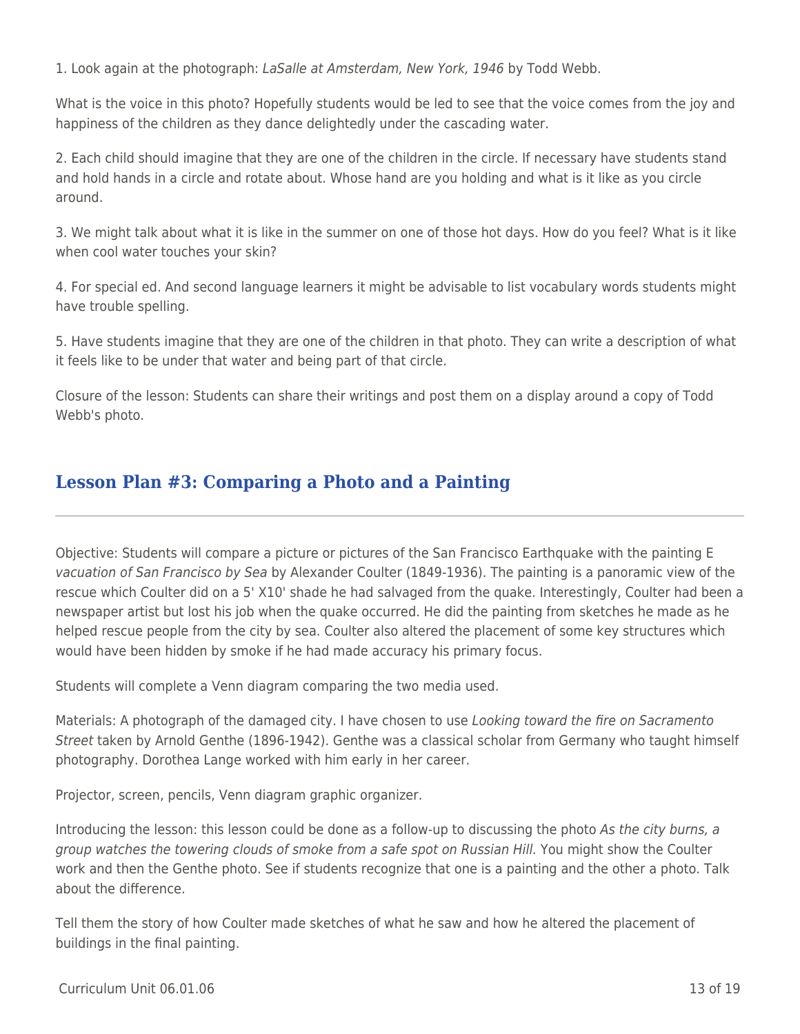1. Look again at the photograph: *LaSalle at Amsterdam, New York, 1946* by Todd Webb.

What is the voice in this photo? Hopefully students would be led to see that the voice comes from the joy and happiness of the children as they dance delightedly under the cascading water.

2. Each child should imagine that they are one of the children in the circle. If necessary have students stand and hold hands in a circle and rotate about. Whose hand are you holding and what is it like as you circle around.

3. We might talk about what it is like in the summer on one of those hot days. How do you feel? What is it like when cool water touches your skin?

4. For special ed. And second language learners it might be advisable to list vocabulary words students might have trouble spelling.

5. Have students imagine that they are one of the children in that photo. They can write a description of what it feels like to be under that water and being part of that circle.

Closure of the lesson: Students can share their writings and post them on a display around a copy of Todd Webb's photo.

## Lesson Plan #3: Comparing a Photo and a Painting

Objective: Students will compare a picture or pictures of the San Francisco Earthquake with the painting *Evacuation of San Francisco by Sea* by Alexander Coulter (1849-1936). The painting is a panoramic view of the rescue which Coulter did on a 5' X10' shade he had salvaged from the quake. Interestingly, Coulter had been a newspaper artist but lost his job when the quake occurred. He did the painting from sketches he made as he helped rescue people from the city by sea. Coulter also altered the placement of some key structures which would have been hidden by smoke if he had made accuracy his primary focus.

Students will complete a Venn diagram comparing the two media used.

Materials: A photograph of the damaged city. I have chosen to use *Looking toward the fire on Sacramento Street* taken by Arnold Genthe (1896-1942). Genthe was a classical scholar from Germany who taught himself photography. Dorothea Lange worked with him early in her career.

Projector, screen, pencils, Venn diagram graphic organizer.

Introducing the lesson: this lesson could be done as a follow-up to discussing the photo *As the city burns, a group watches the towering clouds of smoke from a safe spot on Russian Hill.* You might show the Coulter work and then the Genthe photo. See if students recognize that one is a painting and the other a photo. Talk about the difference.

Tell them the story of how Coulter made sketches of what he saw and how he altered the placement of buildings in the final painting.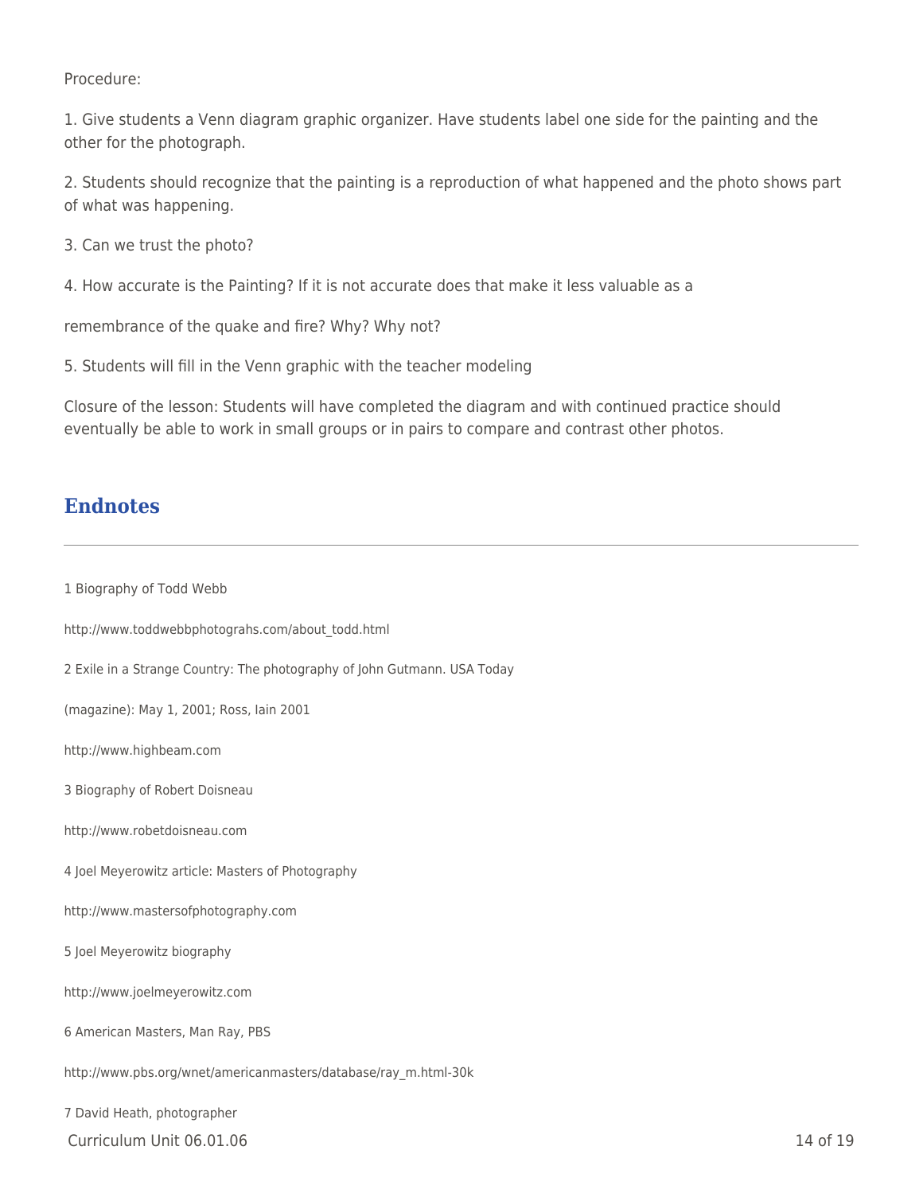Procedure:

1. Give students a Venn diagram graphic organizer. Have students label one side for the painting and the other for the photograph.

2. Students should recognize that the painting is a reproduction of what happened and the photo shows part of what was happening.

3. Can we trust the photo?

4. How accurate is the Painting? If it is not accurate does that make it less valuable as a

remembrance of the quake and fire? Why? Why not?

5. Students will fill in the Venn graphic with the teacher modeling

Closure of the lesson: Students will have completed the diagram and with continued practice should eventually be able to work in small groups or in pairs to compare and contrast other photos.

## Endnotes

1 Biography of Todd Webb

http://www.toddwebbphotograhs.com/about_todd.html

2 Exile in a Strange Country: The photography of John Gutmann. USA Today

(magazine): May 1, 2001; Ross, Iain 2001

http://www.highbeam.com

3 Biography of Robert Doisneau

http://www.robetdoisneau.com

4 Joel Meyerowitz article: Masters of Photography

http://www.mastersofphotography.com

5 Joel Meyerowitz biography

http://www.joelmeyerowitz.com

6 American Masters, Man Ray, PBS

http://www.pbs.org/wnet/americanmasters/database/ray_m.html-30k

7 David Heath, photographer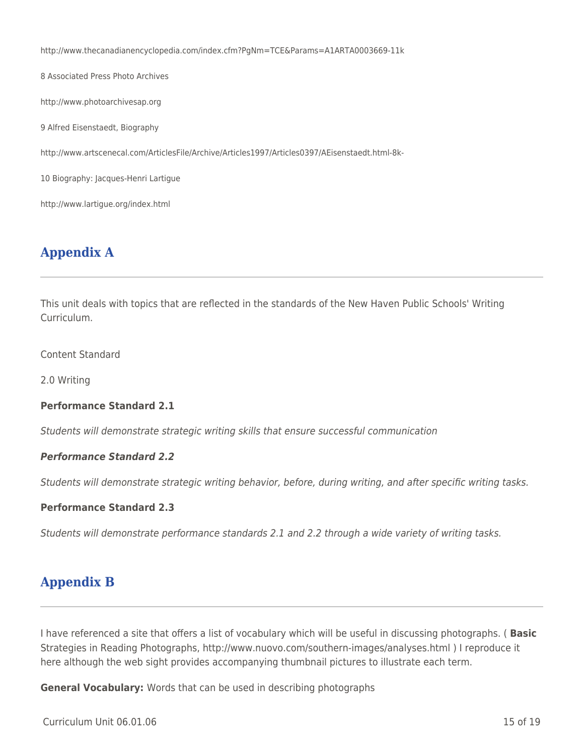http://www.thecanadianencyclopedia.com/index.cfm?PgNm=TCE&Params=A1ARTA0003669-11k

8 Associated Press Photo Archives

http://www.photoarchivesap.org

9 Alfred Eisenstaedt, Biography

http://www.artscenecal.com/ArticlesFile/Archive/Articles1997/Articles0397/AEisenstaedt.html-8k-

10 Biography: Jacques-Henri Lartigue

http://www.lartigue.org/index.html

## Appendix A

This unit deals with topics that are reflected in the standards of the New Haven Public Schools' Writing Curriculum.

Content Standard

2.0 Writing

**Performance Standard 2.1**

*Students will demonstrate strategic writing skills that ensure successful communication*

***Performance Standard 2.2***

*Students will demonstrate strategic writing behavior, before, during writing, and after specific writing tasks.*

**Performance Standard 2.3**

*Students will demonstrate performance standards 2.1 and 2.2 through a wide variety of writing tasks.*

## Appendix B

I have referenced a site that offers a list of vocabulary which will be useful in discussing photographs. ( **Basic** Strategies in Reading Photographs, http://www.nuovo.com/southern-images/analyses.html ) I reproduce it here although the web sight provides accompanying thumbnail pictures to illustrate each term.

**General Vocabulary:** Words that can be used in describing photographs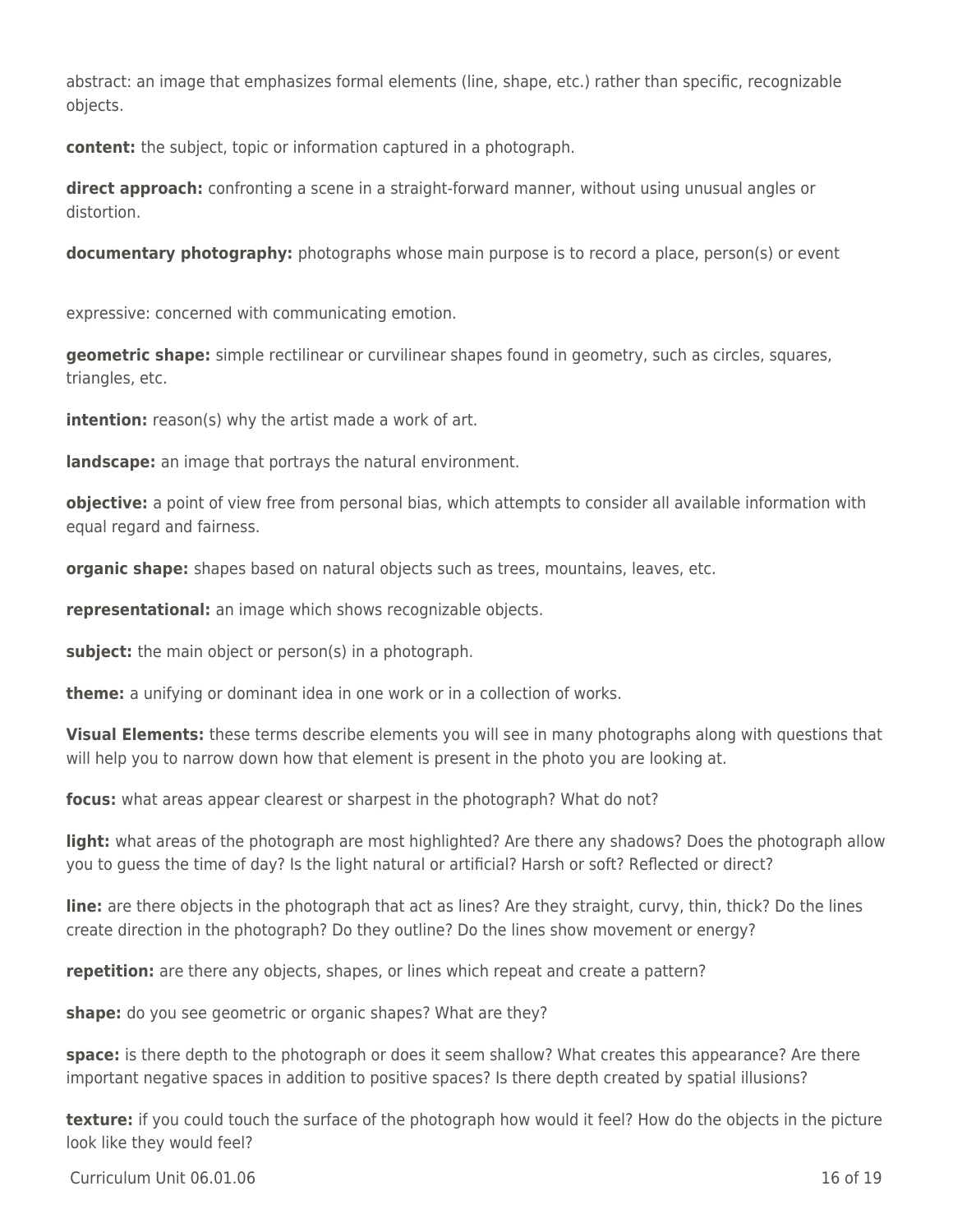abstract: an image that emphasizes formal elements (line, shape, etc.) rather than specific, recognizable objects.

**content:** the subject, topic or information captured in a photograph.

**direct approach:** confronting a scene in a straight-forward manner, without using unusual angles or distortion.

**documentary photography:** photographs whose main purpose is to record a place, person(s) or event

expressive: concerned with communicating emotion.

**geometric shape:** simple rectilinear or curvilinear shapes found in geometry, such as circles, squares, triangles, etc.

**intention:** reason(s) why the artist made a work of art.

**landscape:** an image that portrays the natural environment.

**objective:** a point of view free from personal bias, which attempts to consider all available information with equal regard and fairness.

**organic shape:** shapes based on natural objects such as trees, mountains, leaves, etc.

**representational:** an image which shows recognizable objects.

**subject:** the main object or person(s) in a photograph.

**theme:** a unifying or dominant idea in one work or in a collection of works.

**Visual Elements:** these terms describe elements you will see in many photographs along with questions that will help you to narrow down how that element is present in the photo you are looking at.

**focus:** what areas appear clearest or sharpest in the photograph? What do not?

**light:** what areas of the photograph are most highlighted? Are there any shadows? Does the photograph allow you to guess the time of day? Is the light natural or artificial? Harsh or soft? Reflected or direct?

**line:** are there objects in the photograph that act as lines? Are they straight, curvy, thin, thick? Do the lines create direction in the photograph? Do they outline? Do the lines show movement or energy?

**repetition:** are there any objects, shapes, or lines which repeat and create a pattern?

**shape:** do you see geometric or organic shapes? What are they?

**space:** is there depth to the photograph or does it seem shallow? What creates this appearance? Are there important negative spaces in addition to positive spaces? Is there depth created by spatial illusions?

**texture:** if you could touch the surface of the photograph how would it feel? How do the objects in the picture look like they would feel?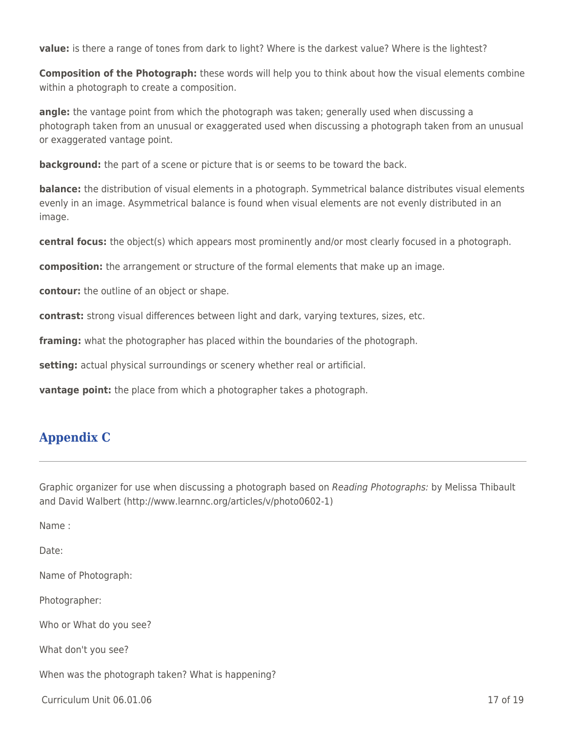**value:** is there a range of tones from dark to light? Where is the darkest value? Where is the lightest?

**Composition of the Photograph:** these words will help you to think about how the visual elements combine within a photograph to create a composition.

**angle:** the vantage point from which the photograph was taken; generally used when discussing a photograph taken from an unusual or exaggerated used when discussing a photograph taken from an unusual or exaggerated vantage point.

**background:** the part of a scene or picture that is or seems to be toward the back.

**balance:** the distribution of visual elements in a photograph. Symmetrical balance distributes visual elements evenly in an image. Asymmetrical balance is found when visual elements are not evenly distributed in an image.

**central focus:** the object(s) which appears most prominently and/or most clearly focused in a photograph.

**composition:** the arrangement or structure of the formal elements that make up an image.

**contour:** the outline of an object or shape.

**contrast:** strong visual differences between light and dark, varying textures, sizes, etc.

**framing:** what the photographer has placed within the boundaries of the photograph.

**setting:** actual physical surroundings or scenery whether real or artificial.

**vantage point:** the place from which a photographer takes a photograph.

## Appendix C

Graphic organizer for use when discussing a photograph based on *Reading Photographs:* by Melissa Thibault and David Walbert (http://www.learnnc.org/articles/v/photo0602-1)

Name :

Date:

Name of Photograph:

Photographer:

Who or What do you see?

What don't you see?

When was the photograph taken? What is happening?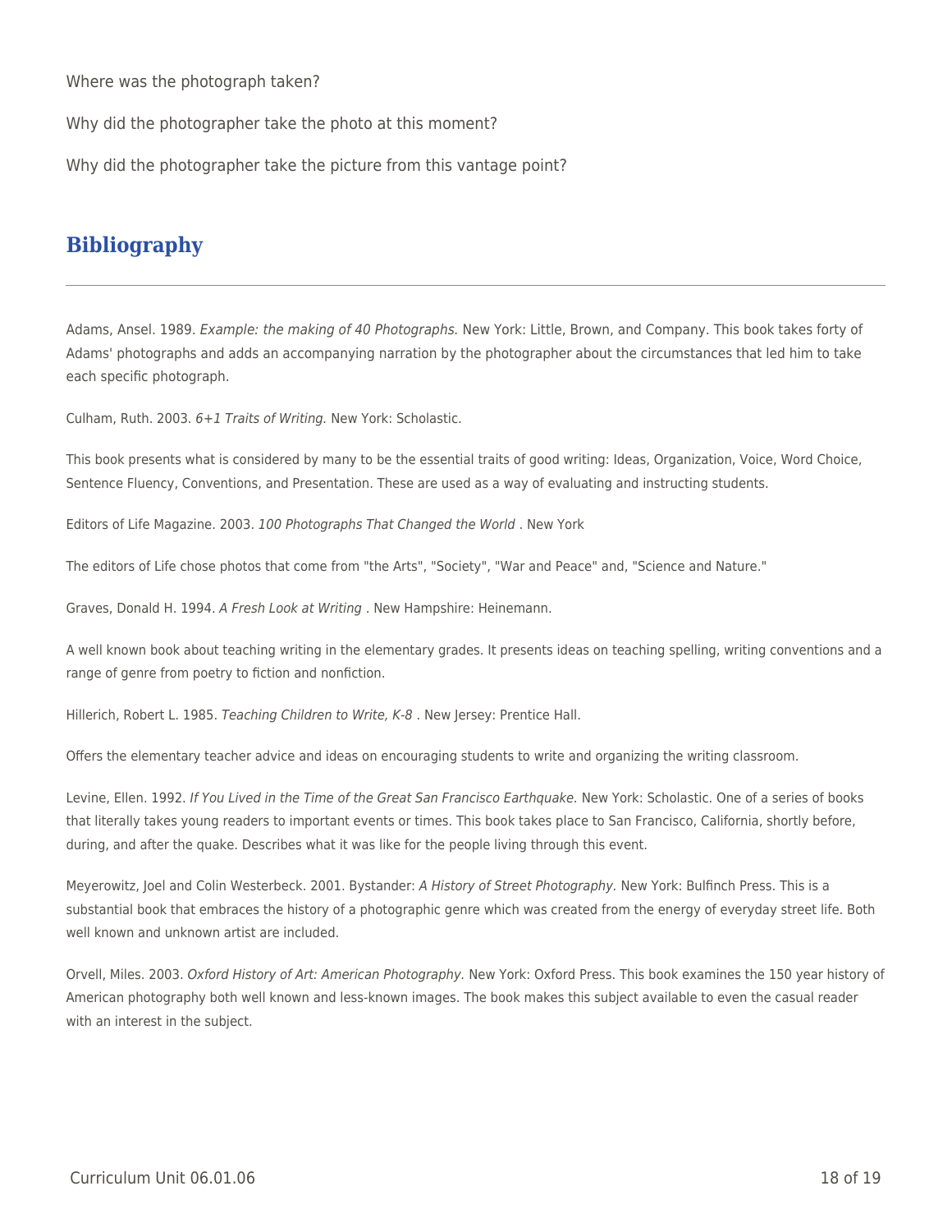Where was the photograph taken?

Why did the photographer take the photo at this moment?

Why did the photographer take the picture from this vantage point?

## Bibliography

Adams, Ansel. 1989. *Example: the making of 40 Photographs.* New York: Little, Brown, and Company. This book takes forty of Adams' photographs and adds an accompanying narration by the photographer about the circumstances that led him to take each specific photograph.

Culham, Ruth. 2003. *6+1 Traits of Writing.* New York: Scholastic.

This book presents what is considered by many to be the essential traits of good writing: Ideas, Organization, Voice, Word Choice, Sentence Fluency, Conventions, and Presentation. These are used as a way of evaluating and instructing students.

Editors of Life Magazine. 2003. *100 Photographs That Changed the World* . New York

The editors of Life chose photos that come from "the Arts", "Society", "War and Peace" and, "Science and Nature."

Graves, Donald H. 1994. *A Fresh Look at Writing* . New Hampshire: Heinemann.

A well known book about teaching writing in the elementary grades. It presents ideas on teaching spelling, writing conventions and a range of genre from poetry to fiction and nonfiction.

Hillerich, Robert L. 1985. *Teaching Children to Write, K-8* . New Jersey: Prentice Hall.

Offers the elementary teacher advice and ideas on encouraging students to write and organizing the writing classroom.

Levine, Ellen. 1992. *If You Lived in the Time of the Great San Francisco Earthquake.* New York: Scholastic. One of a series of books that literally takes young readers to important events or times. This book takes place to San Francisco, California, shortly before, during, and after the quake. Describes what it was like for the people living through this event.

Meyerowitz, Joel and Colin Westerbeck. 2001. Bystander: *A History of Street Photography.* New York: Bulfinch Press. This is a substantial book that embraces the history of a photographic genre which was created from the energy of everyday street life. Both well known and unknown artist are included.

Orvell, Miles. 2003. *Oxford History of Art: American Photography.* New York: Oxford Press. This book examines the 150 year history of American photography both well known and less-known images. The book makes this subject available to even the casual reader with an interest in the subject.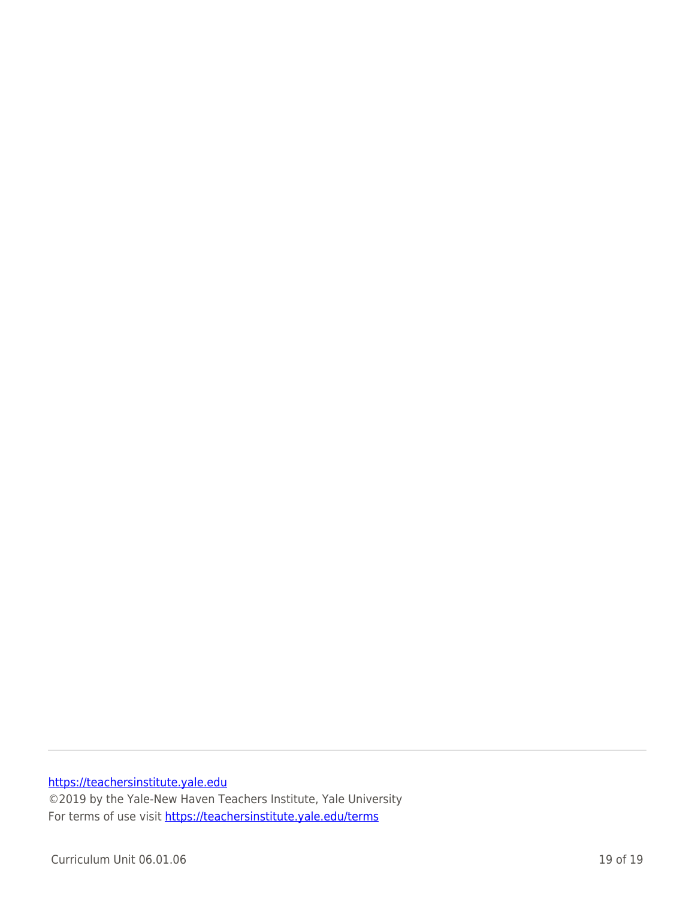https://teachersinstitute.yale.edu

©2019 by the Yale-New Haven Teachers Institute, Yale University

For terms of use visit https://teachersinstitute.yale.edu/terms